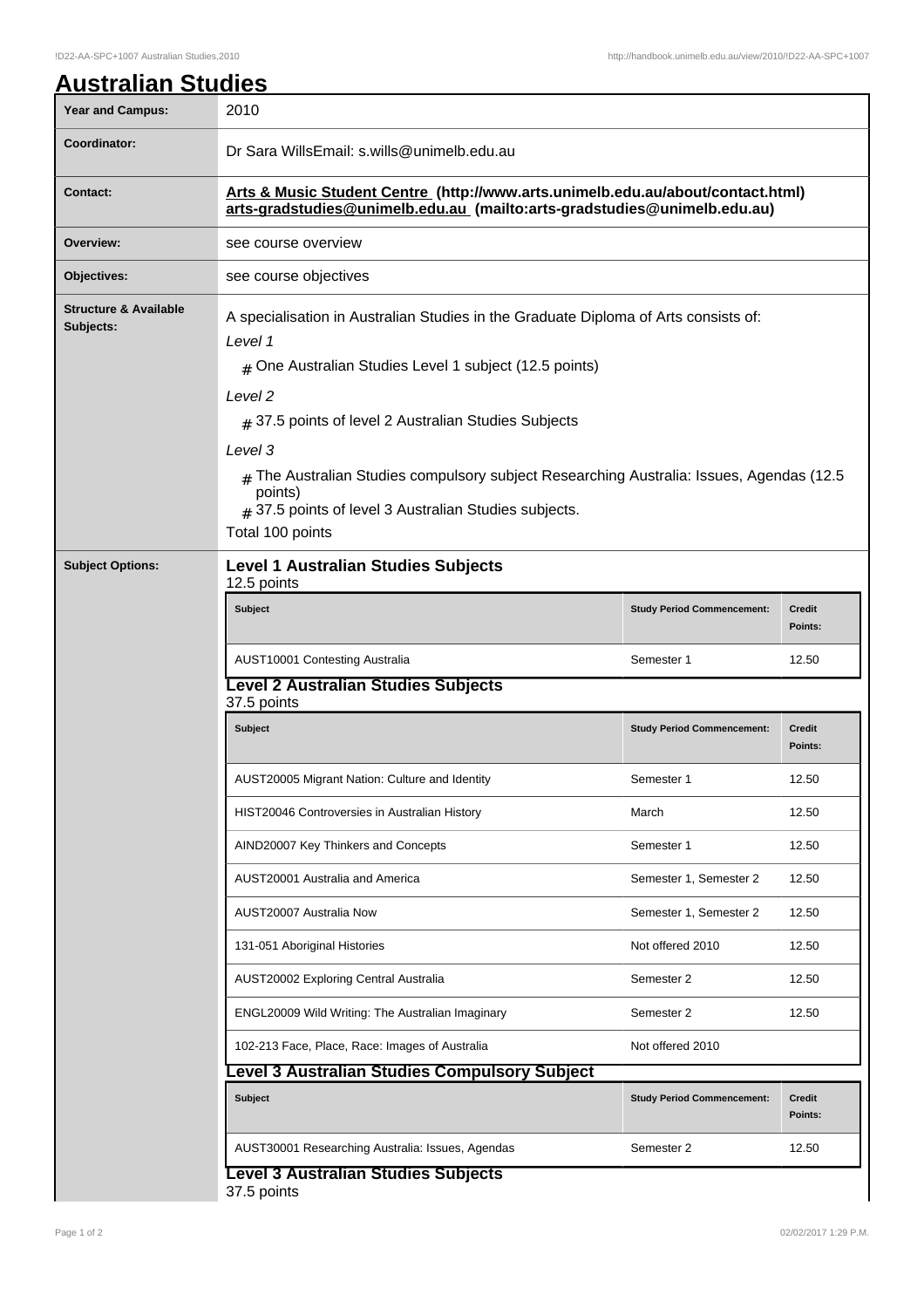# Australian Studies

| Year and Campus: | 2010 |
|---|---|
| Coordinator: | Dr Sara WillsEmail: s.wills@unimelb.edu.au |
| Contact: | **Arts & Music Student Centre (http://www.arts.unimelb.edu.au/about/contact.html) arts-gradstudies@unimelb.edu.au (mailto:arts-gradstudies@unimelb.edu.au)** |
| Overview: | see course overview |
| Objectives: | see course objectives |
| Structure & Available Subjects: | A specialisation in Australian Studies in the Graduate Diploma of Arts consists of:<br>*Level 1*<br># One Australian Studies Level 1 subject (12.5 points)<br>*Level 2*<br># 37.5 points of level 2 Australian Studies Subjects<br>*Level 3*<br># The Australian Studies compulsory subject Researching Australia: Issues, Agendas (12.5 points)<br># 37.5 points of level 3 Australian Studies subjects.<br>Total 100 points |

**Subject Options:**

### Level 1 Australian Studies Subjects

12.5 points

| Subject | Study Period Commencement: | Credit Points: |
|---|---|---|
| AUST10001 Contesting Australia | Semester 1 | 12.50 |

### Level 2 Australian Studies Subjects

37.5 points

| Subject | Study Period Commencement: | Credit Points: |
|---|---|---|
| AUST20005 Migrant Nation: Culture and Identity | Semester 1 | 12.50 |
| HIST20046 Controversies in Australian History | March | 12.50 |
| AIND20007 Key Thinkers and Concepts | Semester 1 | 12.50 |
| AUST20001 Australia and America | Semester 1, Semester 2 | 12.50 |
| AUST20007 Australia Now | Semester 1, Semester 2 | 12.50 |
| 131-051 Aboriginal Histories | Not offered 2010 | 12.50 |
| AUST20002 Exploring Central Australia | Semester 2 | 12.50 |
| ENGL20009 Wild Writing: The Australian Imaginary | Semester 2 | 12.50 |
| 102-213 Face, Place, Race: Images of Australia | Not offered 2010 | |

### Level 3 Australian Studies Compulsory Subject

| Subject | Study Period Commencement: | Credit Points: |
|---|---|---|
| AUST30001 Researching Australia: Issues, Agendas | Semester 2 | 12.50 |

### Level 3 Australian Studies Subjects

37.5 points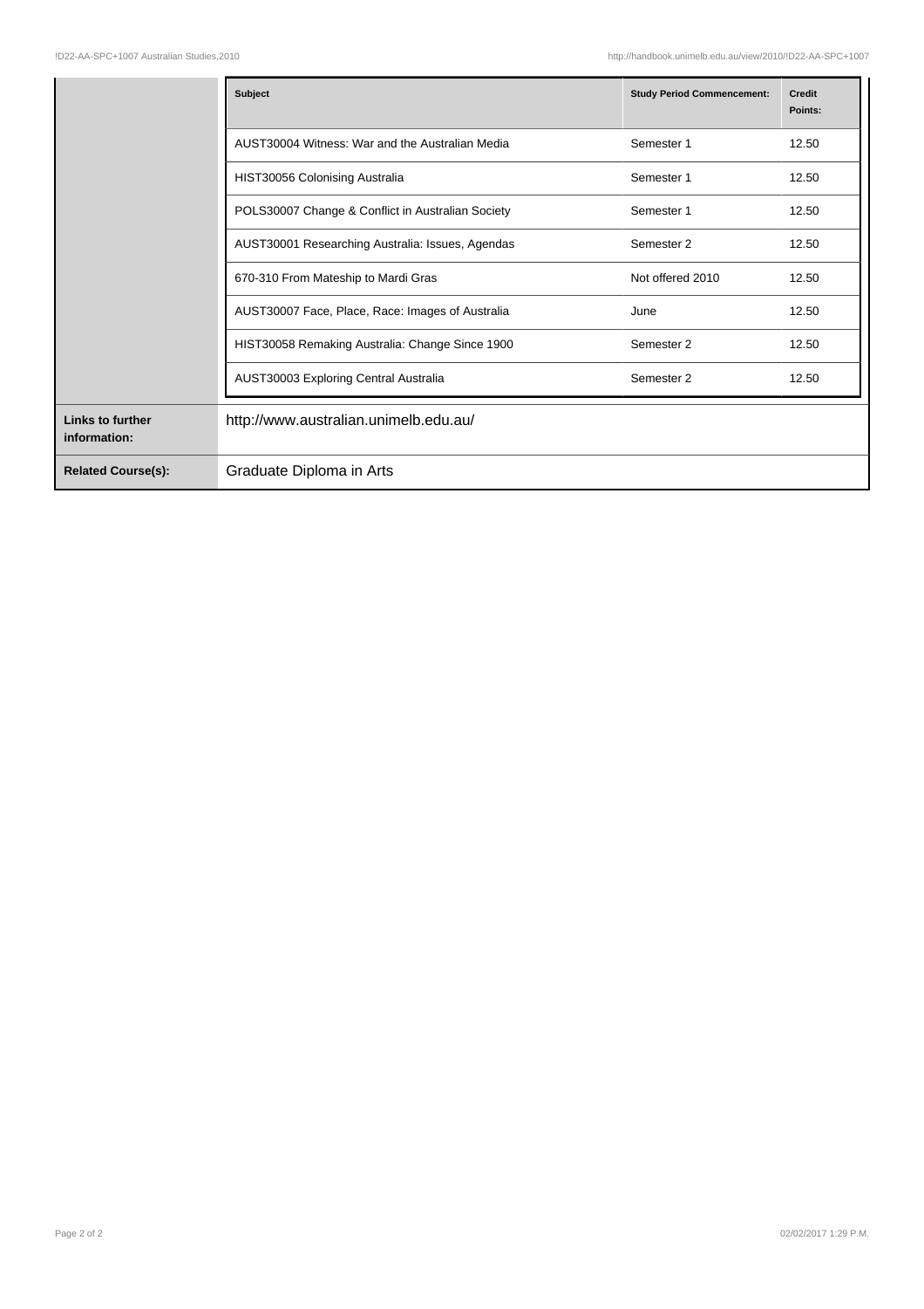| | Subject | Study Period Commencement: | Credit Points: |
|---|---|---|---|
| | AUST30004 Witness: War and the Australian Media | Semester 1 | 12.50 |
| | HIST30056 Colonising Australia | Semester 1 | 12.50 |
| | POLS30007 Change & Conflict in Australian Society | Semester 1 | 12.50 |
| | AUST30001 Researching Australia: Issues, Agendas | Semester 2 | 12.50 |
| | 670-310 From Mateship to Mardi Gras | Not offered 2010 | 12.50 |
| | AUST30007 Face, Place, Race: Images of Australia | June | 12.50 |
| | HIST30058 Remaking Australia: Change Since 1900 | Semester 2 | 12.50 |
| | AUST30003 Exploring Central Australia | Semester 2 | 12.50 |
| **Links to further information:** | http://www.australian.unimelb.edu.au/ | | |
| **Related Course(s):** | Graduate Diploma in Arts | | |